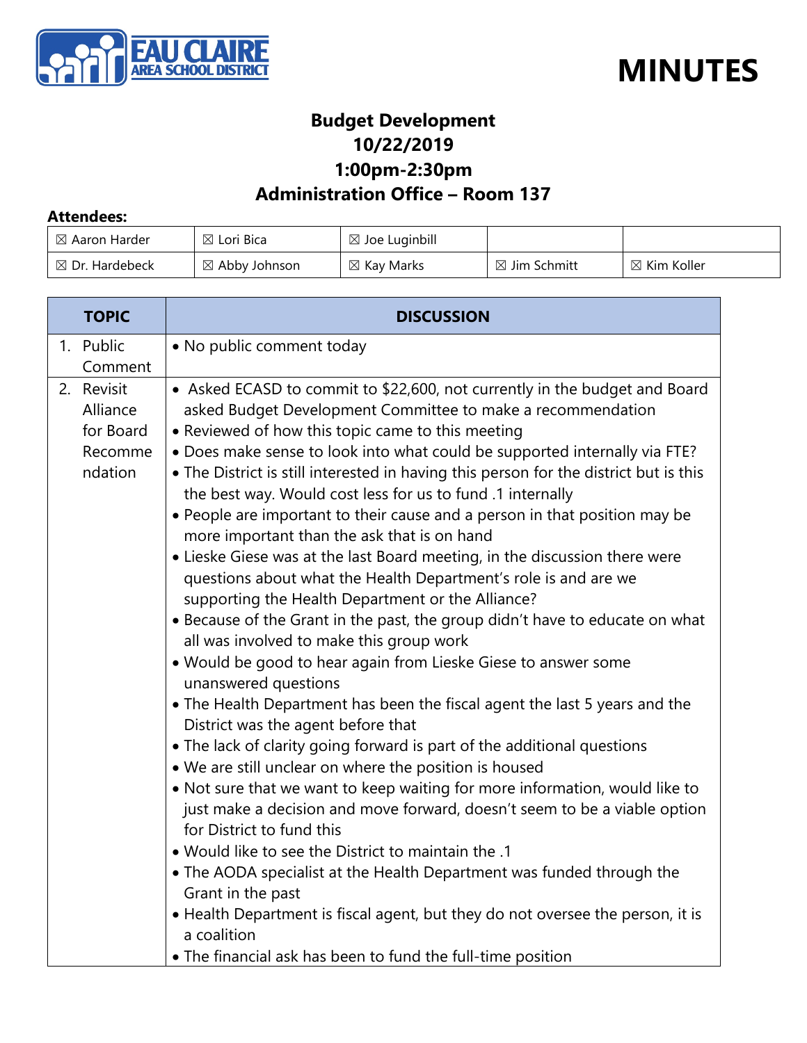# MINUTES

## Budget Development
## 10/22/2019
## 1:00pm-2:30pm
## Administration Office – Room 137

**Attendees:**

| | | | | |
|---|---|---|---|---|
| ☒ Aaron Harder | ☒ Lori Bica | ☒ Joe Luginbill | | |
| ☒ Dr. Hardebeck | ☒ Abby Johnson | ☒ Kay Marks | ☒ Jim Schmitt | ☒ Kim Koller |

| TOPIC | DISCUSSION |
|---|---|
| 1. Public Comment | • No public comment today |
| 2. Revisit Alliance for Board Recommendation | • Asked ECASD to commit to $22,600, not currently in the budget and Board asked Budget Development Committee to make a recommendation<br>• Reviewed of how this topic came to this meeting<br>• Does make sense to look into what could be supported internally via FTE?<br>• The District is still interested in having this person for the district but is this the best way. Would cost less for us to fund .1 internally<br>• People are important to their cause and a person in that position may be more important than the ask that is on hand<br>• Lieske Giese was at the last Board meeting, in the discussion there were questions about what the Health Department's role is and are we supporting the Health Department or the Alliance?<br>• Because of the Grant in the past, the group didn't have to educate on what all was involved to make this group work<br>• Would be good to hear again from Lieske Giese to answer some unanswered questions<br>• The Health Department has been the fiscal agent the last 5 years and the District was the agent before that<br>• The lack of clarity going forward is part of the additional questions<br>• We are still unclear on where the position is housed<br>• Not sure that we want to keep waiting for more information, would like to just make a decision and move forward, doesn't seem to be a viable option for District to fund this<br>• Would like to see the District to maintain the .1<br>• The AODA specialist at the Health Department was funded through the Grant in the past<br>• Health Department is fiscal agent, but they do not oversee the person, it is a coalition<br>• The financial ask has been to fund the full-time position |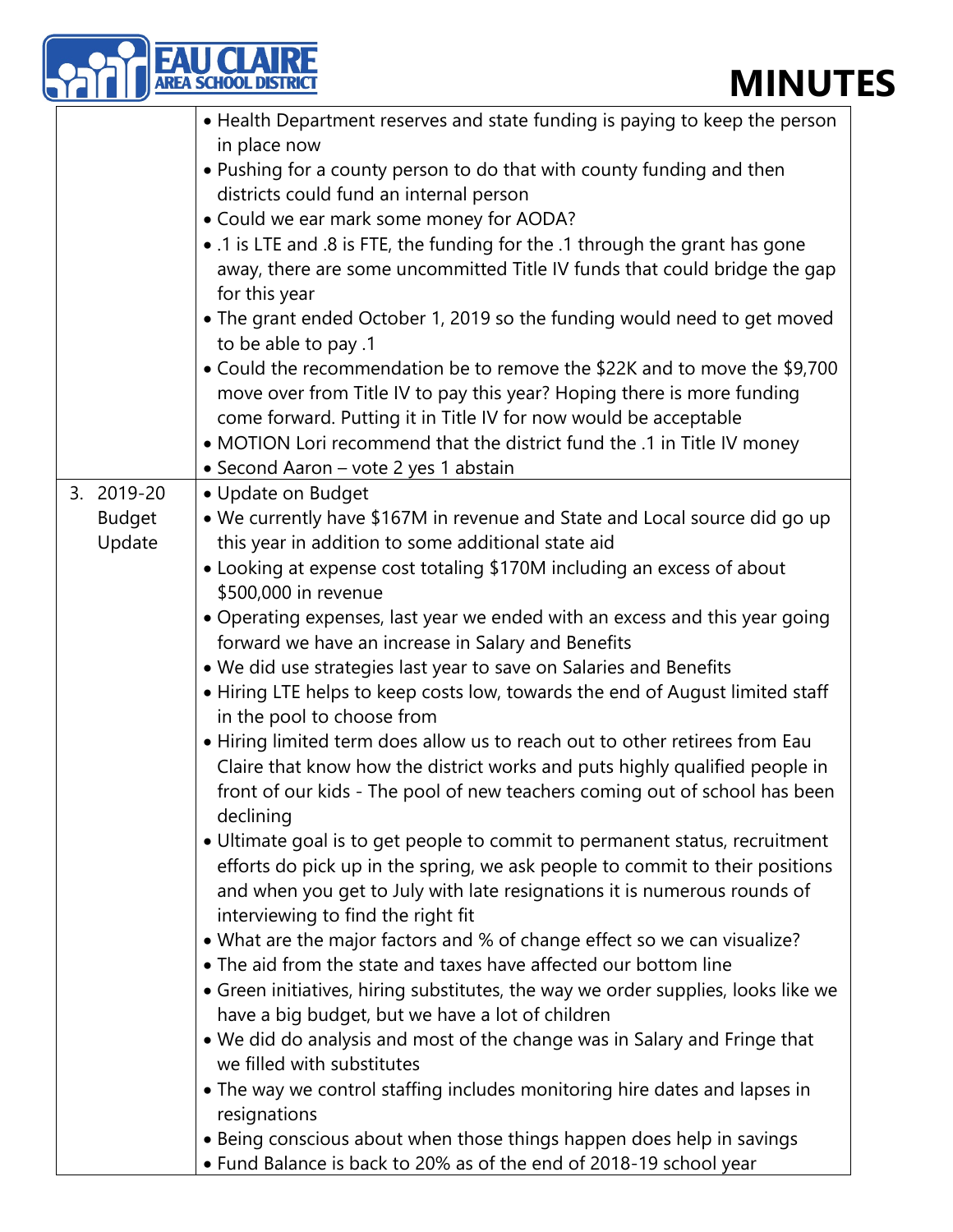| | |
|---|---|
| | • Health Department reserves and state funding is paying to keep the person in place now<br>• Pushing for a county person to do that with county funding and then districts could fund an internal person<br>• Could we ear mark some money for AODA?<br>• .1 is LTE and .8 is FTE, the funding for the .1 through the grant has gone away, there are some uncommitted Title IV funds that could bridge the gap for this year<br>• The grant ended October 1, 2019 so the funding would need to get moved to be able to pay .1<br>• Could the recommendation be to remove the $22K and to move the $9,700 move over from Title IV to pay this year? Hoping there is more funding come forward. Putting it in Title IV for now would be acceptable<br>• MOTION Lori recommend that the district fund the .1 in Title IV money<br>• Second Aaron – vote 2 yes 1 abstain |
| 3. 2019-20 Budget Update | • Update on Budget<br>• We currently have $167M in revenue and State and Local source did go up this year in addition to some additional state aid<br>• Looking at expense cost totaling $170M including an excess of about $500,000 in revenue<br>• Operating expenses, last year we ended with an excess and this year going forward we have an increase in Salary and Benefits<br>• We did use strategies last year to save on Salaries and Benefits<br>• Hiring LTE helps to keep costs low, towards the end of August limited staff in the pool to choose from<br>• Hiring limited term does allow us to reach out to other retirees from Eau Claire that know how the district works and puts highly qualified people in front of our kids - The pool of new teachers coming out of school has been declining<br>• Ultimate goal is to get people to commit to permanent status, recruitment efforts do pick up in the spring, we ask people to commit to their positions and when you get to July with late resignations it is numerous rounds of interviewing to find the right fit<br>• What are the major factors and % of change effect so we can visualize?<br>• The aid from the state and taxes have affected our bottom line<br>• Green initiatives, hiring substitutes, the way we order supplies, looks like we have a big budget, but we have a lot of children<br>• We did do analysis and most of the change was in Salary and Fringe that we filled with substitutes<br>• The way we control staffing includes monitoring hire dates and lapses in resignations<br>• Being conscious about when those things happen does help in savings<br>• Fund Balance is back to 20% as of the end of 2018-19 school year |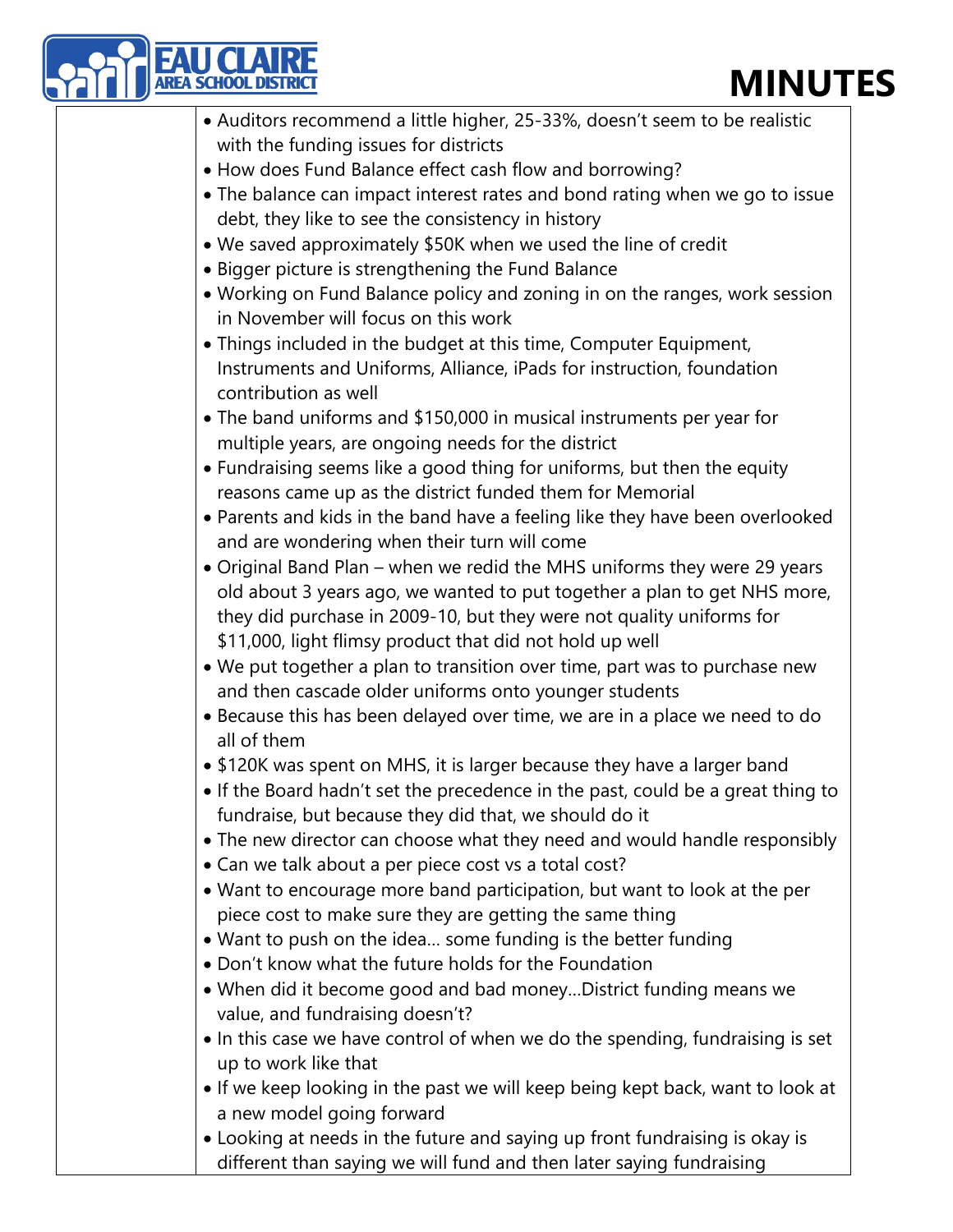- Auditors recommend a little higher, 25-33%, doesn't seem to be realistic with the funding issues for districts
- How does Fund Balance effect cash flow and borrowing?
- The balance can impact interest rates and bond rating when we go to issue debt, they like to see the consistency in history
- We saved approximately $50K when we used the line of credit
- Bigger picture is strengthening the Fund Balance
- Working on Fund Balance policy and zoning in on the ranges, work session in November will focus on this work
- Things included in the budget at this time, Computer Equipment, Instruments and Uniforms, Alliance, iPads for instruction, foundation contribution as well
- The band uniforms and $150,000 in musical instruments per year for multiple years, are ongoing needs for the district
- Fundraising seems like a good thing for uniforms, but then the equity reasons came up as the district funded them for Memorial
- Parents and kids in the band have a feeling like they have been overlooked and are wondering when their turn will come
- Original Band Plan – when we redid the MHS uniforms they were 29 years old about 3 years ago, we wanted to put together a plan to get NHS more, they did purchase in 2009-10, but they were not quality uniforms for $11,000, light flimsy product that did not hold up well
- We put together a plan to transition over time, part was to purchase new and then cascade older uniforms onto younger students
- Because this has been delayed over time, we are in a place we need to do all of them
- $120K was spent on MHS, it is larger because they have a larger band
- If the Board hadn't set the precedence in the past, could be a great thing to fundraise, but because they did that, we should do it
- The new director can choose what they need and would handle responsibly
- Can we talk about a per piece cost vs a total cost?
- Want to encourage more band participation, but want to look at the per piece cost to make sure they are getting the same thing
- Want to push on the idea… some funding is the better funding
- Don't know what the future holds for the Foundation
- When did it become good and bad money…District funding means we value, and fundraising doesn't?
- In this case we have control of when we do the spending, fundraising is set up to work like that
- If we keep looking in the past we will keep being kept back, want to look at a new model going forward
- Looking at needs in the future and saying up front fundraising is okay is different than saying we will fund and then later saying fundraising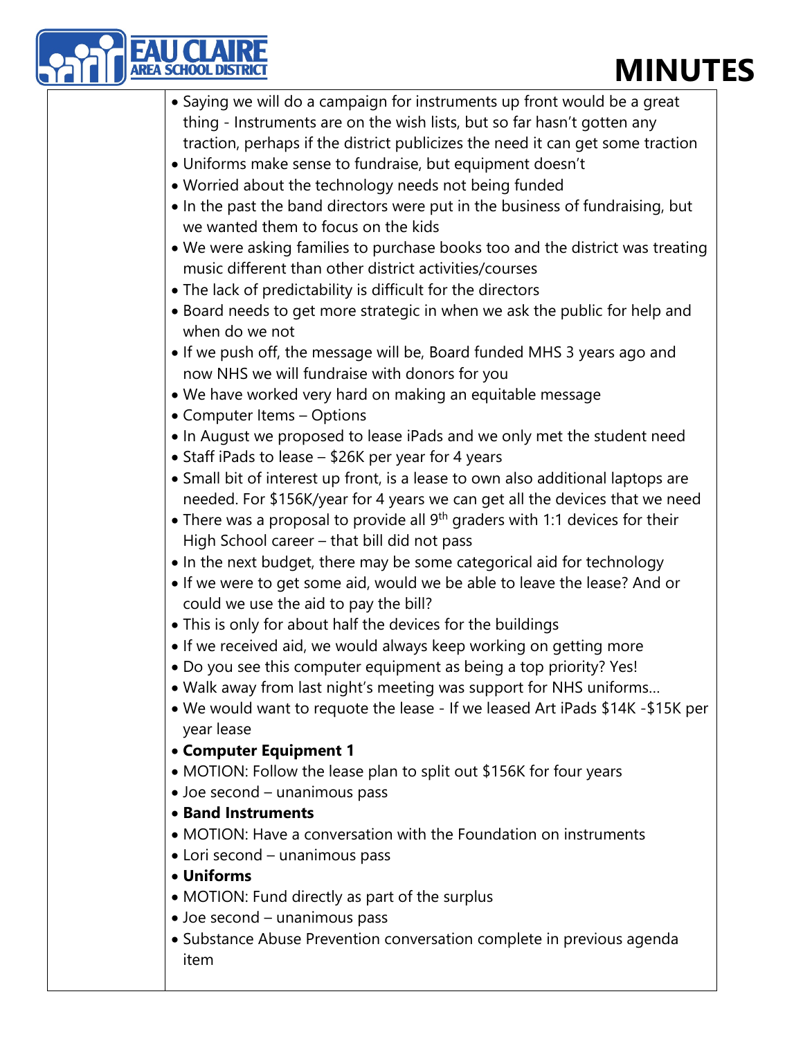- Saying we will do a campaign for instruments up front would be a great thing - Instruments are on the wish lists, but so far hasn't gotten any traction, perhaps if the district publicizes the need it can get some traction
- Uniforms make sense to fundraise, but equipment doesn't
- Worried about the technology needs not being funded
- In the past the band directors were put in the business of fundraising, but we wanted them to focus on the kids
- We were asking families to purchase books too and the district was treating music different than other district activities/courses
- The lack of predictability is difficult for the directors
- Board needs to get more strategic in when we ask the public for help and when do we not
- If we push off, the message will be, Board funded MHS 3 years ago and now NHS we will fundraise with donors for you
- We have worked very hard on making an equitable message
- Computer Items – Options
- In August we proposed to lease iPads and we only met the student need
- Staff iPads to lease – \$26K per year for 4 years
- Small bit of interest up front, is a lease to own also additional laptops are needed. For \$156K/year for 4 years we can get all the devices that we need
- There was a proposal to provide all 9th graders with 1:1 devices for their High School career – that bill did not pass
- In the next budget, there may be some categorical aid for technology
- If we were to get some aid, would we be able to leave the lease? And or could we use the aid to pay the bill?
- This is only for about half the devices for the buildings
- If we received aid, we would always keep working on getting more
- Do you see this computer equipment as being a top priority? Yes!
- Walk away from last night's meeting was support for NHS uniforms…
- We would want to requote the lease - If we leased Art iPads \$14K -\$15K per year lease
- **Computer Equipment 1**
- MOTION: Follow the lease plan to split out \$156K for four years
- Joe second – unanimous pass
- **Band Instruments**
- MOTION: Have a conversation with the Foundation on instruments
- Lori second – unanimous pass
- **Uniforms**
- MOTION: Fund directly as part of the surplus
- Joe second – unanimous pass
- Substance Abuse Prevention conversation complete in previous agenda item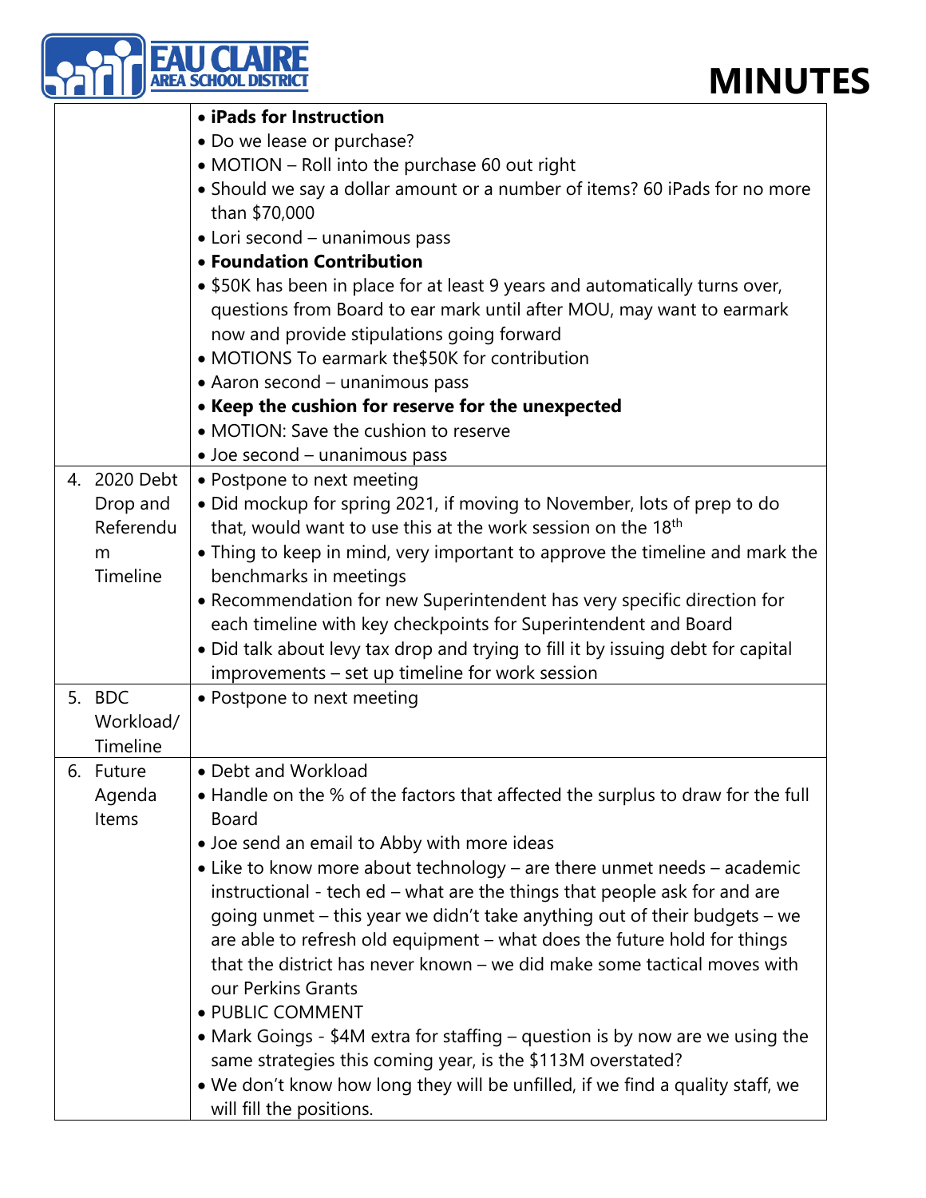| | |
|---|---|
| | • **iPads for Instruction**<br>• Do we lease or purchase?<br>• MOTION – Roll into the purchase 60 out right<br>• Should we say a dollar amount or a number of items? 60 iPads for no more than $70,000<br>• Lori second – unanimous pass<br>• **Foundation Contribution**<br>• $50K has been in place for at least 9 years and automatically turns over, questions from Board to ear mark until after MOU, may want to earmark now and provide stipulations going forward<br>• MOTIONS To earmark the$50K for contribution<br>• Aaron second – unanimous pass<br>• **Keep the cushion for reserve for the unexpected**<br>• MOTION: Save the cushion to reserve<br>• Joe second – unanimous pass |
| 4. 2020 Debt Drop and Referendum Timeline | • Postpone to next meeting<br>• Did mockup for spring 2021, if moving to November, lots of prep to do that, would want to use this at the work session on the 18th<br>• Thing to keep in mind, very important to approve the timeline and mark the benchmarks in meetings<br>• Recommendation for new Superintendent has very specific direction for each timeline with key checkpoints for Superintendent and Board<br>• Did talk about levy tax drop and trying to fill it by issuing debt for capital improvements – set up timeline for work session |
| 5. BDC Workload/ Timeline | • Postpone to next meeting |
| 6. Future Agenda Items | • Debt and Workload<br>• Handle on the % of the factors that affected the surplus to draw for the full Board<br>• Joe send an email to Abby with more ideas<br>• Like to know more about technology – are there unmet needs – academic instructional - tech ed – what are the things that people ask for and are going unmet – this year we didn't take anything out of their budgets – we are able to refresh old equipment – what does the future hold for things that the district has never known – we did make some tactical moves with our Perkins Grants<br>• PUBLIC COMMENT<br>• Mark Goings - $4M extra for staffing – question is by now are we using the same strategies this coming year, is the $113M overstated?<br>• We don't know how long they will be unfilled, if we find a quality staff, we will fill the positions. |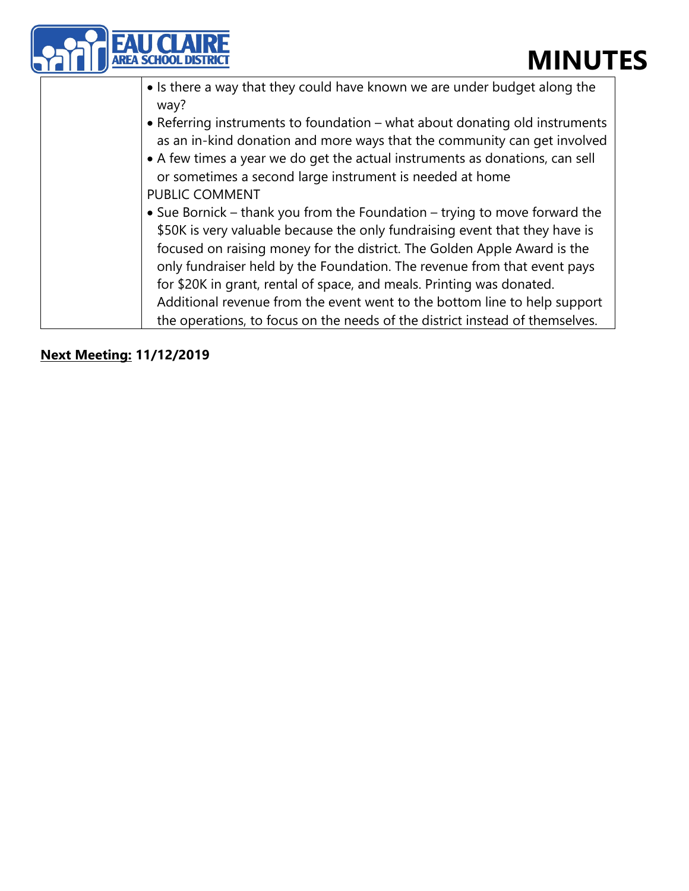| | |
|---|---|
| | • Is there a way that they could have known we are under budget along the way?<br>• Referring instruments to foundation – what about donating old instruments as an in-kind donation and more ways that the community can get involved<br>• A few times a year we do get the actual instruments as donations, can sell or sometimes a second large instrument is needed at home<br>PUBLIC COMMENT<br>• Sue Bornick – thank you from the Foundation – trying to move forward the $50K is very valuable because the only fundraising event that they have is focused on raising money for the district. The Golden Apple Award is the only fundraiser held by the Foundation. The revenue from that event pays for $20K in grant, rental of space, and meals. Printing was donated. Additional revenue from the event went to the bottom line to help support the operations, to focus on the needs of the district instead of themselves. |

**<u>Next Meeting:</u> 11/12/2019**